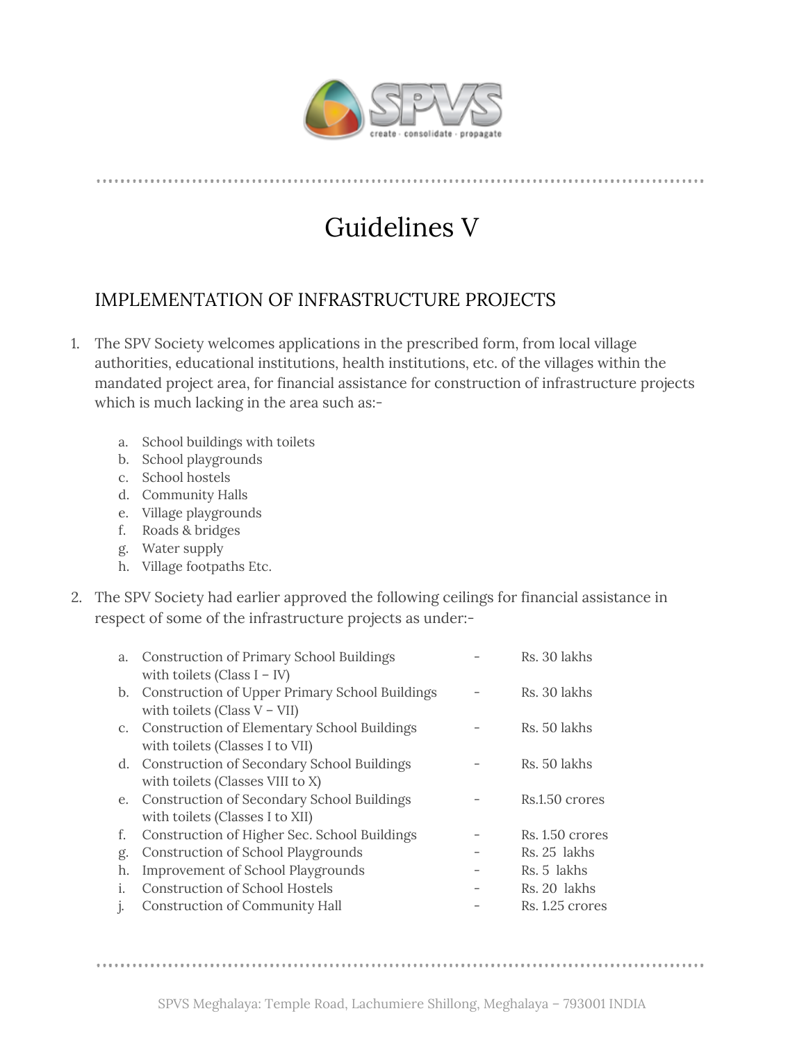# Guidelines V

## IMPLEMENTATION OF INFRASTRUCTURE PROJECTS

1. The SPV Society welcomes applications in the prescribed form, from local village authorities, educational institutions, health institutions, etc. of the villages within the mandated project area, for financial assistance for construction of infrastructure projects which is much lacking in the area such as:-

    a. School buildings with toilets
    b. School playgrounds
    c. School hostels
    d. Community Halls
    e. Village playgrounds
    f. Roads & bridges
    g. Water supply
    h. Village footpaths Etc.

2. The SPV Society had earlier approved the following ceilings for financial assistance in respect of some of the infrastructure projects as under:-

| | Project | | Ceiling |
|---|---|---|---|
| a. | Construction of Primary School Buildings with toilets (Class I – IV) | - | Rs. 30 lakhs |
| b. | Construction of Upper Primary School Buildings with toilets (Class V – VII) | - | Rs. 30 lakhs |
| c. | Construction of Elementary School Buildings with toilets (Classes I to VII) | - | Rs. 50 lakhs |
| d. | Construction of Secondary School Buildings with toilets (Classes VIII to X) | - | Rs. 50 lakhs |
| e. | Construction of Secondary School Buildings with toilets (Classes I to XII) | - | Rs.1.50 crores |
| f. | Construction of Higher Sec. School Buildings | - | Rs. 1.50 crores |
| g. | Construction of School Playgrounds | - | Rs. 25 lakhs |
| h. | Improvement of School Playgrounds | - | Rs. 5 lakhs |
| i. | Construction of School Hostels | - | Rs. 20 lakhs |
| j. | Construction of Community Hall | - | Rs. 1.25 crores |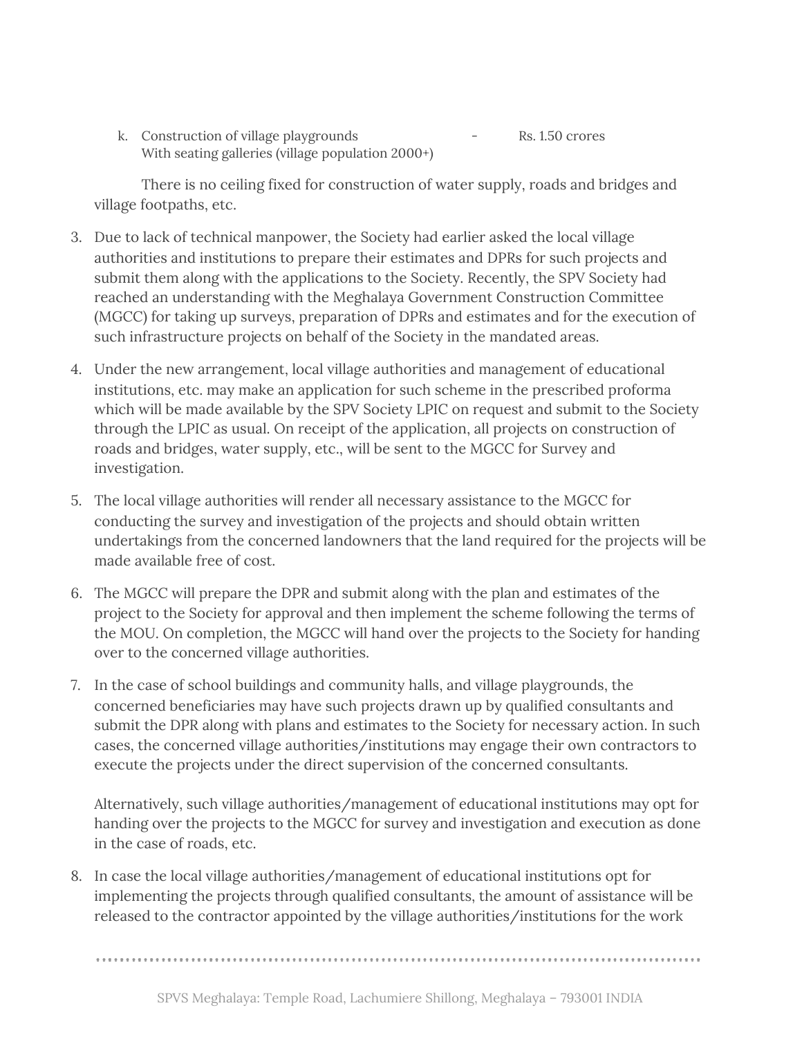k. Construction of village playgrounds - Rs. 1.50 crores
   With seating galleries (village population 2000+)

There is no ceiling fixed for construction of water supply, roads and bridges and village footpaths, etc.

3. Due to lack of technical manpower, the Society had earlier asked the local village authorities and institutions to prepare their estimates and DPRs for such projects and submit them along with the applications to the Society. Recently, the SPV Society had reached an understanding with the Meghalaya Government Construction Committee (MGCC) for taking up surveys, preparation of DPRs and estimates and for the execution of such infrastructure projects on behalf of the Society in the mandated areas.

4. Under the new arrangement, local village authorities and management of educational institutions, etc. may make an application for such scheme in the prescribed proforma which will be made available by the SPV Society LPIC on request and submit to the Society through the LPIC as usual. On receipt of the application, all projects on construction of roads and bridges, water supply, etc., will be sent to the MGCC for Survey and investigation.

5. The local village authorities will render all necessary assistance to the MGCC for conducting the survey and investigation of the projects and should obtain written undertakings from the concerned landowners that the land required for the projects will be made available free of cost.

6. The MGCC will prepare the DPR and submit along with the plan and estimates of the project to the Society for approval and then implement the scheme following the terms of the MOU. On completion, the MGCC will hand over the projects to the Society for handing over to the concerned village authorities.

7. In the case of school buildings and community halls, and village playgrounds, the concerned beneficiaries may have such projects drawn up by qualified consultants and submit the DPR along with plans and estimates to the Society for necessary action. In such cases, the concerned village authorities/institutions may engage their own contractors to execute the projects under the direct supervision of the concerned consultants.

   Alternatively, such village authorities/management of educational institutions may opt for handing over the projects to the MGCC for survey and investigation and execution as done in the case of roads, etc.

8. In case the local village authorities/management of educational institutions opt for implementing the projects through qualified consultants, the amount of assistance will be released to the contractor appointed by the village authorities/institutions for the work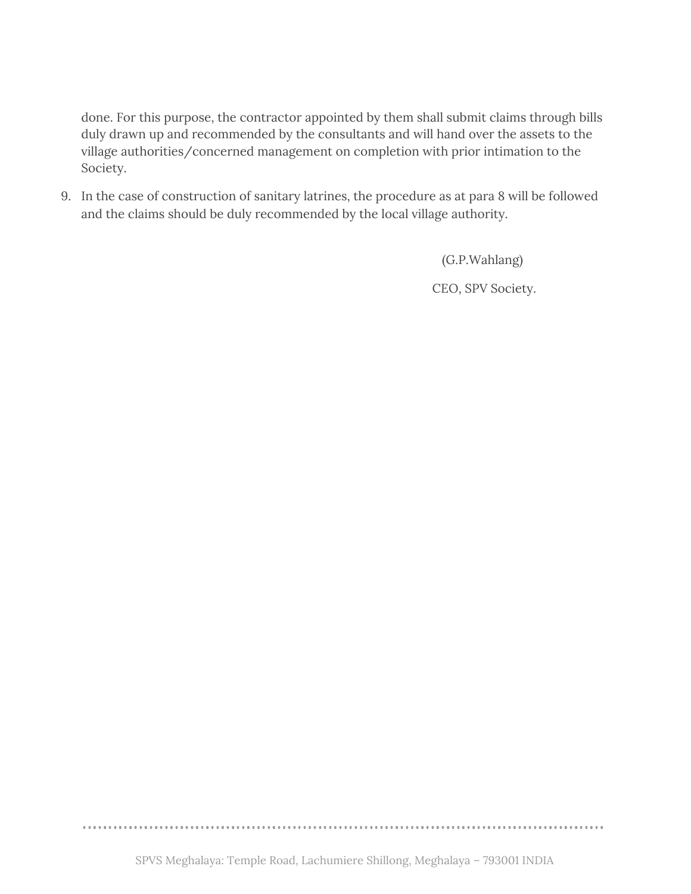done. For this purpose, the contractor appointed by them shall submit claims through bills duly drawn up and recommended by the consultants and will hand over the assets to the village authorities/concerned management on completion with prior intimation to the Society.

9. In the case of construction of sanitary latrines, the procedure as at para 8 will be followed and the claims should be duly recommended by the local village authority.

(G.P.Wahlang)

CEO, SPV Society.